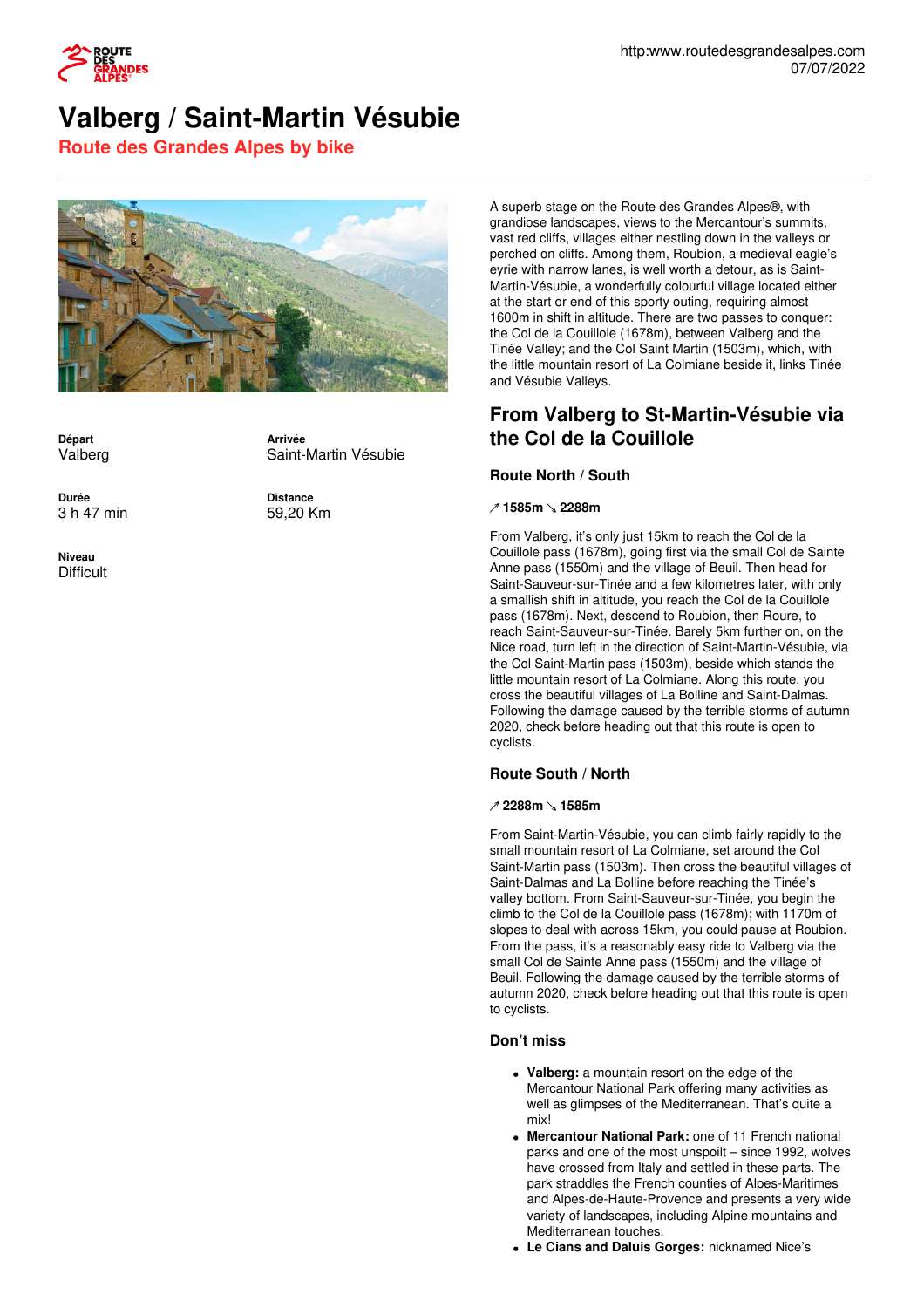# Valberg / Saint-Martin Vésubie

## Route des Grandes Alpes by bike

**Départ**
Valberg

**Arrivée**
Saint-Martin Vésubie

**Durée**
3 h 47 min

**Distance**
59,20 Km

**Niveau**
Difficult

A superb stage on the Route des Grandes Alpes®, with grandiose landscapes, views to the Mercantour's summits, vast red cliffs, villages either nestling down in the valleys or perched on cliffs. Among them, Roubion, a medieval eagle's eyrie with narrow lanes, is well worth a detour, as is Saint-Martin-Vésubie, a wonderfully colourful village located either at the start or end of this sporty outing, requiring almost 1600m in shift in altitude. There are two passes to conquer: the Col de la Couillole (1678m), between Valberg and the Tinée Valley; and the Col Saint Martin (1503m), which, with the little mountain resort of La Colmiane beside it, links Tinée and Vésubie Valleys.

## From Valberg to St-Martin-Vésubie via the Col de la Couillole

### Route North / South

**↗ 1585m ↘ 2288m**

From Valberg, it's only just 15km to reach the Col de la Couillole pass (1678m), going first via the small Col de Sainte Anne pass (1550m) and the village of Beuil. Then head for Saint-Sauveur-sur-Tinée and a few kilometres later, with only a smallish shift in altitude, you reach the Col de la Couillole pass (1678m). Next, descend to Roubion, then Roure, to reach Saint-Sauveur-sur-Tinée. Barely 5km further on, on the Nice road, turn left in the direction of Saint-Martin-Vésubie, via the Col Saint-Martin pass (1503m), beside which stands the little mountain resort of La Colmiane. Along this route, you cross the beautiful villages of La Bolline and Saint-Dalmas. Following the damage caused by the terrible storms of autumn 2020, check before heading out that this route is open to cyclists.

### Route South / North

**↗ 2288m ↘ 1585m**

From Saint-Martin-Vésubie, you can climb fairly rapidly to the small mountain resort of La Colmiane, set around the Col Saint-Martin pass (1503m). Then cross the beautiful villages of Saint-Dalmas and La Bolline before reaching the Tinée's valley bottom. From Saint-Sauveur-sur-Tinée, you begin the climb to the Col de la Couillole pass (1678m); with 1170m of slopes to deal with across 15km, you could pause at Roubion. From the pass, it's a reasonably easy ride to Valberg via the small Col de Sainte Anne pass (1550m) and the village of Beuil. Following the damage caused by the terrible storms of autumn 2020, check before heading out that this route is open to cyclists.

### Don't miss

- **Valberg:** a mountain resort on the edge of the Mercantour National Park offering many activities as well as glimpses of the Mediterranean. That's quite a mix!
- **Mercantour National Park:** one of 11 French national parks and one of the most unspoilt – since 1992, wolves have crossed from Italy and settled in these parts. The park straddles the French counties of Alpes-Maritimes and Alpes-de-Haute-Provence and presents a very wide variety of landscapes, including Alpine mountains and Mediterranean touches.
- **Le Cians and Daluis Gorges:** nicknamed Nice's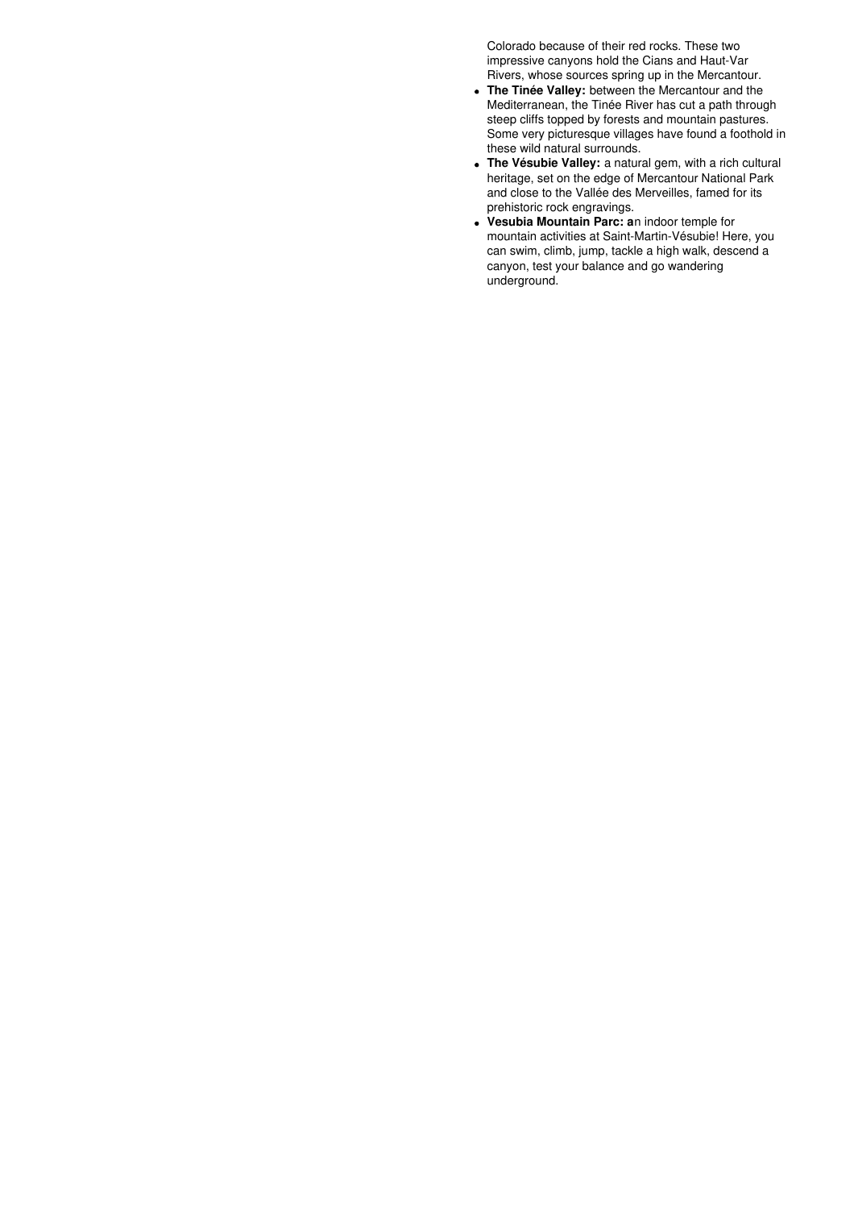Colorado because of their red rocks. These two impressive canyons hold the Cians and Haut-Var Rivers, whose sources spring up in the Mercantour.

- **The Tinée Valley:** between the Mercantour and the Mediterranean, the Tinée River has cut a path through steep cliffs topped by forests and mountain pastures. Some very picturesque villages have found a foothold in these wild natural surrounds.
- **The Vésubie Valley:** a natural gem, with a rich cultural heritage, set on the edge of Mercantour National Park and close to the Vallée des Merveilles, famed for its prehistoric rock engravings.
- **Vesubia Mountain Parc: a**n indoor temple for mountain activities at Saint-Martin-Vésubie! Here, you can swim, climb, jump, tackle a high walk, descend a canyon, test your balance and go wandering underground.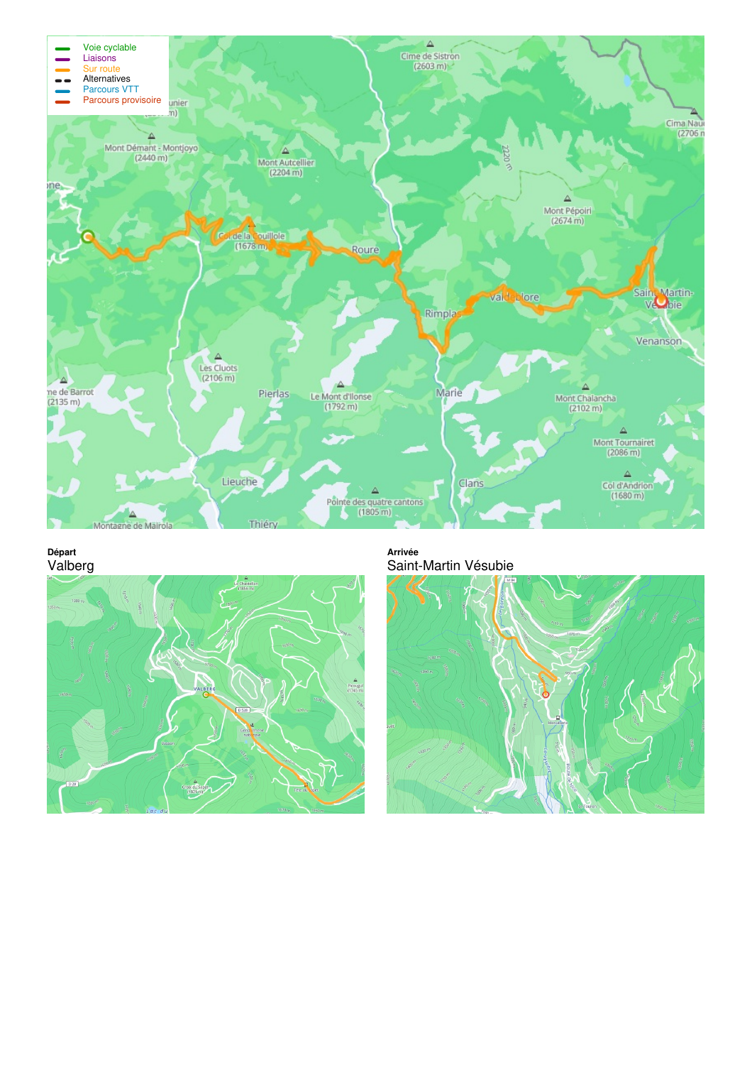Voie cyclable
Liaisons
Sur route
Alternatives
Parcours VTT
Parcours provisoire

Cime de Sistron (2603 m)
Mont Démant - Montjoyo (2440 m)
Mont Autcellier (2204 m)
Col de la Couillole (1678 m)
Roure
Mont Pépoiri (2674 m)
Cima Nau (2706 m)
Valdeblore
Rimplas
Saint-Martin-Vésubie
Venanson
Les Cluots (2106 m)
Pierlas
Le Mont d'Ilonse (1792 m)
Marie
Mont Chalancha (2102 m)
Mont Tournairet (2086 m)
Col d'Andrion (1680 m)
Lieuche
Clans
Pointe des quatre cantons (1805 m)
Thiéry
Montagne de Mairola

**Départ**

Valberg

**Arrivée**

Saint-Martin Vésubie